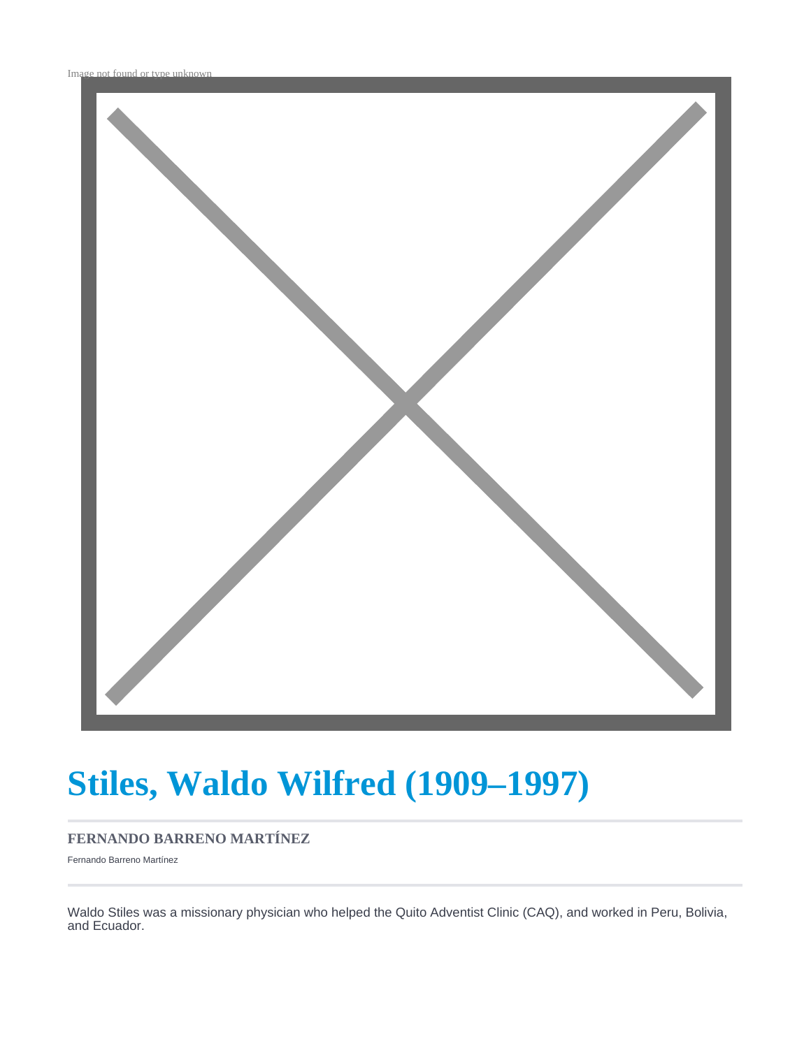Image not found or type unknown

# Stiles, Waldo Wilfred (1909–1997)

**FERNANDO BARRENO MARTÍNEZ**

Fernando Barreno Martínez

Waldo Stiles was a missionary physician who helped the Quito Adventist Clinic (CAQ), and worked in Peru, Bolivia, and Ecuador.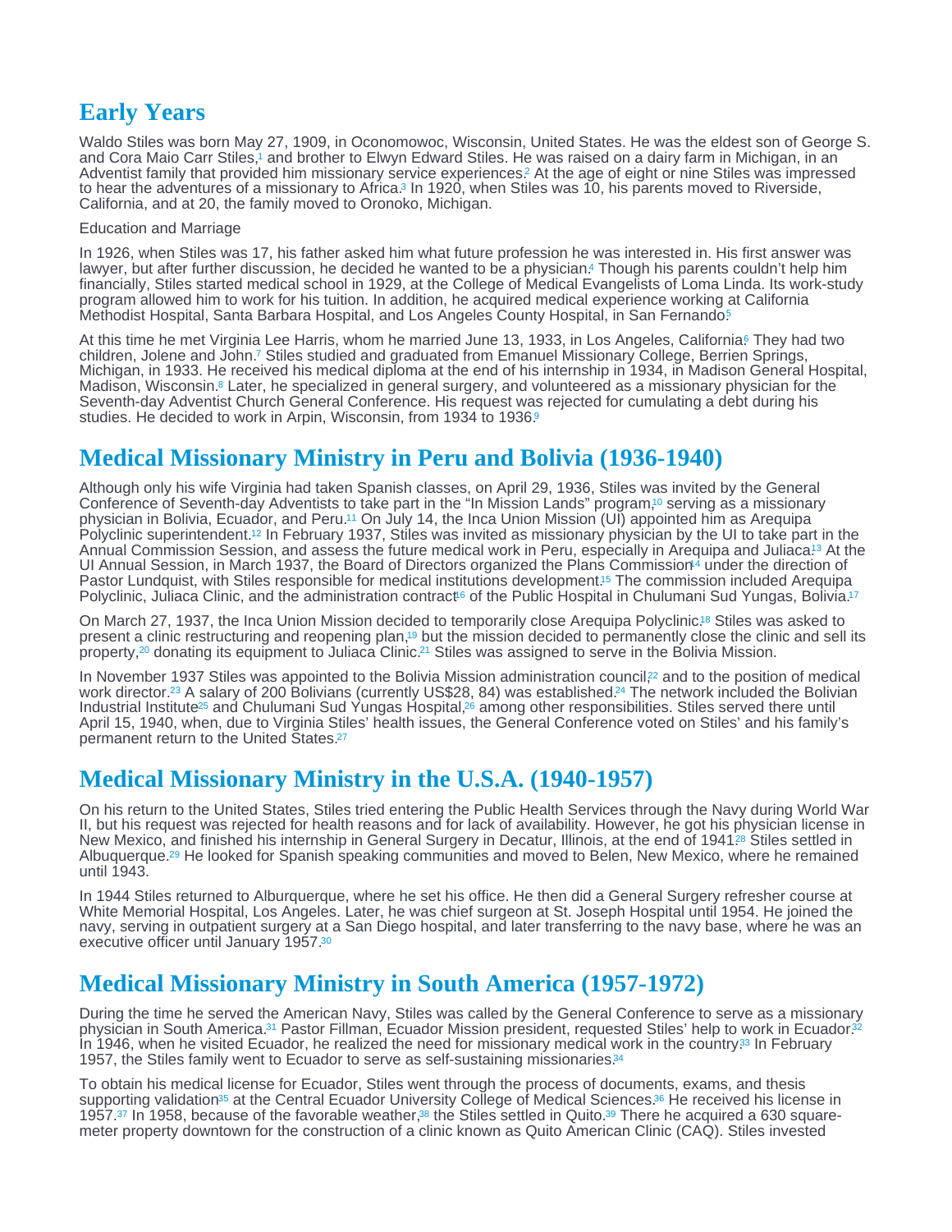## Early Years

Waldo Stiles was born May 27, 1909, in Oconomowoc, Wisconsin, United States. He was the eldest son of George S. and Cora Maio Carr Stiles,[1] and brother to Elwyn Edward Stiles. He was raised on a dairy farm in Michigan, in an Adventist family that provided him missionary service experiences.[2] At the age of eight or nine Stiles was impressed to hear the adventures of a missionary to Africa.[3] In 1920, when Stiles was 10, his parents moved to Riverside, California, and at 20, the family moved to Oronoko, Michigan.

Education and Marriage

In 1926, when Stiles was 17, his father asked him what future profession he was interested in. His first answer was lawyer, but after further discussion, he decided he wanted to be a physician.[4] Though his parents couldn't help him financially, Stiles started medical school in 1929, at the College of Medical Evangelists of Loma Linda. Its work-study program allowed him to work for his tuition. In addition, he acquired medical experience working at California Methodist Hospital, Santa Barbara Hospital, and Los Angeles County Hospital, in San Fernando.[5]

At this time he met Virginia Lee Harris, whom he married June 13, 1933, in Los Angeles, California.[6] They had two children, Jolene and John.[7] Stiles studied and graduated from Emanuel Missionary College, Berrien Springs, Michigan, in 1933. He received his medical diploma at the end of his internship in 1934, in Madison General Hospital, Madison, Wisconsin.[8] Later, he specialized in general surgery, and volunteered as a missionary physician for the Seventh-day Adventist Church General Conference. His request was rejected for cumulating a debt during his studies. He decided to work in Arpin, Wisconsin, from 1934 to 1936.[9]

## Medical Missionary Ministry in Peru and Bolivia (1936-1940)

Although only his wife Virginia had taken Spanish classes, on April 29, 1936, Stiles was invited by the General Conference of Seventh-day Adventists to take part in the "In Mission Lands" program,[10] serving as a missionary physician in Bolivia, Ecuador, and Peru.[11] On July 14, the Inca Union Mission (UI) appointed him as Arequipa Polyclinic superintendent.[12] In February 1937, Stiles was invited as missionary physician by the UI to take part in the Annual Commission Session, and assess the future medical work in Peru, especially in Arequipa and Juliaca.[13] At the UI Annual Session, in March 1937, the Board of Directors organized the Plans Commission[14] under the direction of Pastor Lundquist, with Stiles responsible for medical institutions development.[15] The commission included Arequipa Polyclinic, Juliaca Clinic, and the administration contract[16] of the Public Hospital in Chulumani Sud Yungas, Bolivia.[17]

On March 27, 1937, the Inca Union Mission decided to temporarily close Arequipa Polyclinic.[18] Stiles was asked to present a clinic restructuring and reopening plan,[19] but the mission decided to permanently close the clinic and sell its property,[20] donating its equipment to Juliaca Clinic.[21] Stiles was assigned to serve in the Bolivia Mission.

In November 1937 Stiles was appointed to the Bolivia Mission administration council,[22] and to the position of medical work director.[23] A salary of 200 Bolivians (currently US$28, 84) was established.[24] The network included the Bolivian Industrial Institute[25] and Chulumani Sud Yungas Hospital,[26] among other responsibilities. Stiles served there until April 15, 1940, when, due to Virginia Stiles' health issues, the General Conference voted on Stiles' and his family's permanent return to the United States.[27]

## Medical Missionary Ministry in the U.S.A. (1940-1957)

On his return to the United States, Stiles tried entering the Public Health Services through the Navy during World War II, but his request was rejected for health reasons and for lack of availability. However, he got his physician license in New Mexico, and finished his internship in General Surgery in Decatur, Illinois, at the end of 1941.[28] Stiles settled in Albuquerque.[29] He looked for Spanish speaking communities and moved to Belen, New Mexico, where he remained until 1943.

In 1944 Stiles returned to Alburquerque, where he set his office. He then did a General Surgery refresher course at White Memorial Hospital, Los Angeles. Later, he was chief surgeon at St. Joseph Hospital until 1954. He joined the navy, serving in outpatient surgery at a San Diego hospital, and later transferring to the navy base, where he was an executive officer until January 1957.[30]

## Medical Missionary Ministry in South America (1957-1972)

During the time he served the American Navy, Stiles was called by the General Conference to serve as a missionary physician in South America.[31] Pastor Fillman, Ecuador Mission president, requested Stiles' help to work in Ecuador.[32] In 1946, when he visited Ecuador, he realized the need for missionary medical work in the country.[33] In February 1957, the Stiles family went to Ecuador to serve as self-sustaining missionaries.[34]

To obtain his medical license for Ecuador, Stiles went through the process of documents, exams, and thesis supporting validation[35] at the Central Ecuador University College of Medical Sciences.[36] He received his license in 1957.[37] In 1958, because of the favorable weather,[38] the Stiles settled in Quito.[39] There he acquired a 630 square-meter property downtown for the construction of a clinic known as Quito American Clinic (CAQ). Stiles invested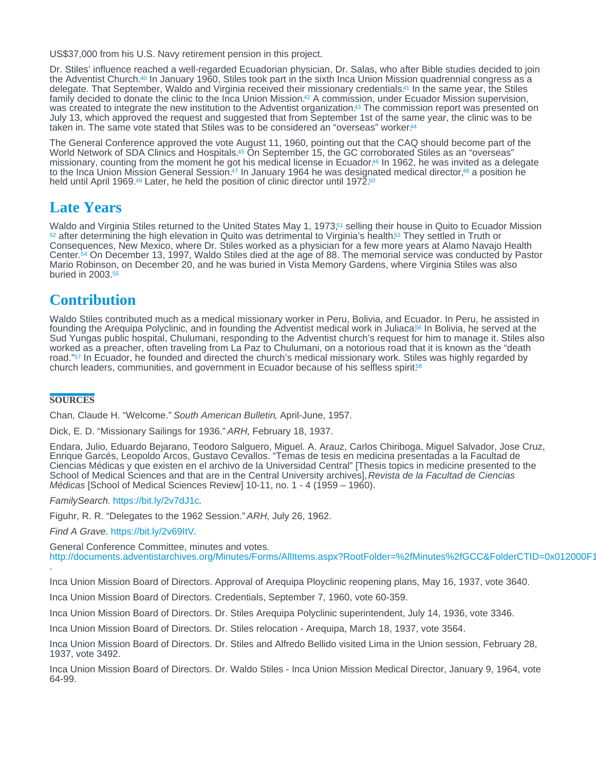US$37,000 from his U.S. Navy retirement pension in this project.

Dr. Stiles' influence reached a well-regarded Ecuadorian physician, Dr. Salas, who after Bible studies decided to join the Adventist Church.[40] In January 1960, Stiles took part in the sixth Inca Union Mission quadrennial congress as a delegate. That September, Waldo and Virginia received their missionary credentials.[41] In the same year, the Stiles family decided to donate the clinic to the Inca Union Mission.[42] A commission, under Ecuador Mission supervision, was created to integrate the new institution to the Adventist organization.[43] The commission report was presented on July 13, which approved the request and suggested that from September 1st of the same year, the clinic was to be taken in. The same vote stated that Stiles was to be considered an "overseas" worker.[44]

The General Conference approved the vote August 11, 1960, pointing out that the CAQ should become part of the World Network of SDA Clinics and Hospitals.[45] On September 15, the GC corroborated Stiles as an "overseas" missionary, counting from the moment he got his medical license in Ecuador.[46] In 1962, he was invited as a delegate to the Inca Union Mission General Session.[47] In January 1964 he was designated medical director,[48] a position he held until April 1969.[49] Later, he held the position of clinic director until 1972.[50]

## Late Years

Waldo and Virginia Stiles returned to the United States May 1, 1973,[51] selling their house in Quito to Ecuador Mission[52] after determining the high elevation in Quito was detrimental to Virginia's health.[53] They settled in Truth or Consequences, New Mexico, where Dr. Stiles worked as a physician for a few more years at Alamo Navajo Health Center.[54] On December 13, 1997, Waldo Stiles died at the age of 88. The memorial service was conducted by Pastor Mario Robinson, on December 20, and he was buried in Vista Memory Gardens, where Virginia Stiles was also buried in 2003.[55]

## Contribution

Waldo Stiles contributed much as a medical missionary worker in Peru, Bolivia, and Ecuador. In Peru, he assisted in founding the Arequipa Polyclinic, and in founding the Adventist medical work in Juliaca.[56] In Bolivia, he served at the Sud Yungas public hospital, Chulumani, responding to the Adventist church's request for him to manage it. Stiles also worked as a preacher, often traveling from La Paz to Chulumani, on a notorious road that it is known as the "death road."[57] In Ecuador, he founded and directed the church's medical missionary work. Stiles was highly regarded by church leaders, communities, and government in Ecuador because of his selfless spirit.[58]

### SOURCES

Chan, Claude H. "Welcome." *South American Bulletin,* April-June, 1957.

Dick, E. D. "Missionary Sailings for 1936." *ARH,* February 18, 1937.

Endara, Julio, Eduardo Bejarano, Teodoro Salguero, Miguel. A. Arauz, Carlos Chiriboga, Miguel Salvador, Jose Cruz, Enrique Garcés, Leopoldo Arcos, Gustavo Cevallos. "Temas de tesis en medicina presentadas a la Facultad de Ciencias Médicas y que existen en el archivo de la Universidad Central" [Thesis topics in medicine presented to the School of Medical Sciences and that are in the Central University archives], *Revista de la Facultad de Ciencias Médicas* [School of Medical Sciences Review] 10-11, no. 1 - 4 (1959 – 1960).

*FamilySearch.* https://bit.ly/2v7dJ1c.

Figuhr, R. R. "Delegates to the 1962 Session." *ARH*, July 26, 1962.

*Find A Grave*. https://bit.ly/2v69ItV.

General Conference Committee, minutes and votes. http://documents.adventistarchives.org/Minutes/Forms/AllItems.aspx?RootFolder=%2fMinutes%2fGCC&FolderCTID=0x012000F1
.

Inca Union Mission Board of Directors. Approval of Arequipa Ployclinic reopening plans, May 16, 1937, vote 3640.

Inca Union Mission Board of Directors. Credentials, September 7, 1960, vote 60-359.

Inca Union Mission Board of Directors. Dr. Stiles Arequipa Polyclinic superintendent, July 14, 1936, vote 3346.

Inca Union Mission Board of Directors. Dr. Stiles relocation - Arequipa, March 18, 1937, vote 3564.

Inca Union Mission Board of Directors. Dr. Stiles and Alfredo Bellido visited Lima in the Union session, February 28, 1937, vote 3492.

Inca Union Mission Board of Directors. Dr. Waldo Stiles - Inca Union Mission Medical Director, January 9, 1964, vote 64-99.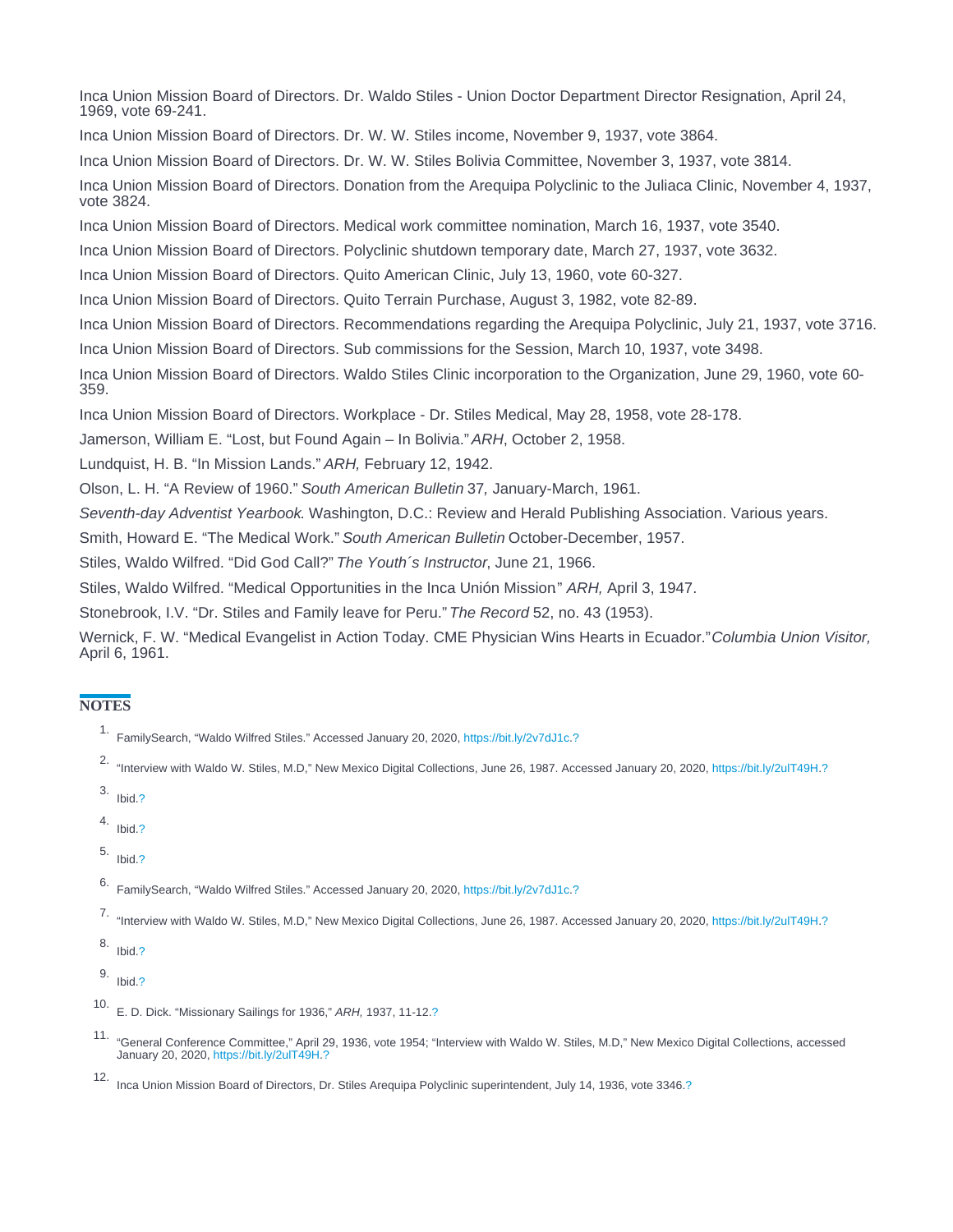Inca Union Mission Board of Directors. Dr. Waldo Stiles - Union Doctor Department Director Resignation, April 24, 1969, vote 69-241.

Inca Union Mission Board of Directors. Dr. W. W. Stiles income, November 9, 1937, vote 3864.

Inca Union Mission Board of Directors. Dr. W. W. Stiles Bolivia Committee, November 3, 1937, vote 3814.

Inca Union Mission Board of Directors. Donation from the Arequipa Polyclinic to the Juliaca Clinic, November 4, 1937, vote 3824.

Inca Union Mission Board of Directors. Medical work committee nomination, March 16, 1937, vote 3540.

Inca Union Mission Board of Directors. Polyclinic shutdown temporary date, March 27, 1937, vote 3632.

Inca Union Mission Board of Directors. Quito American Clinic, July 13, 1960, vote 60-327.

Inca Union Mission Board of Directors. Quito Terrain Purchase, August 3, 1982, vote 82-89.

Inca Union Mission Board of Directors. Recommendations regarding the Arequipa Polyclinic, July 21, 1937, vote 3716.

Inca Union Mission Board of Directors. Sub commissions for the Session, March 10, 1937, vote 3498.

Inca Union Mission Board of Directors. Waldo Stiles Clinic incorporation to the Organization, June 29, 1960, vote 60-359.

Inca Union Mission Board of Directors. Workplace - Dr. Stiles Medical, May 28, 1958, vote 28-178.

Jamerson, William E. "Lost, but Found Again – In Bolivia." *ARH*, October 2, 1958.

Lundquist, H. B. "In Mission Lands." *ARH,* February 12, 1942.

Olson, L. H. "A Review of 1960." *South American Bulletin* 37*,* January-March, 1961.

*Seventh-day Adventist Yearbook*. Washington, D.C.: Review and Herald Publishing Association. Various years.

Smith, Howard E. "The Medical Work." *South American Bulletin* October-December, 1957.

Stiles, Waldo Wilfred. "Did God Call?" *The Youth´s Instructor*, June 21, 1966.

Stiles, Waldo Wilfred. "Medical Opportunities in the Inca Unión Mission" *ARH,* April 3, 1947.

Stonebrook, I.V. "Dr. Stiles and Family leave for Peru." *The Record* 52, no. 43 (1953).

Wernick, F. W. "Medical Evangelist in Action Today. CME Physician Wins Hearts in Ecuador."*Columbia Union Visitor,* April 6, 1961.

## NOTES

1. FamilySearch, "Waldo Wilfred Stiles." Accessed January 20, 2020, https://bit.ly/2v7dJ1c.?
2. "Interview with Waldo W. Stiles, M.D," New Mexico Digital Collections, June 26, 1987. Accessed January 20, 2020, https://bit.ly/2ulT49H.?
3. Ibid.?
4. Ibid.?
5. Ibid.?
6. FamilySearch, "Waldo Wilfred Stiles." Accessed January 20, 2020, https://bit.ly/2v7dJ1c.?
7. "Interview with Waldo W. Stiles, M.D," New Mexico Digital Collections, June 26, 1987. Accessed January 20, 2020, https://bit.ly/2ulT49H.?
8. Ibid.?
9. Ibid.?
10. E. D. Dick. "Missionary Sailings for 1936," *ARH,* 1937, 11-12.?
11. "General Conference Committee," April 29, 1936, vote 1954; "Interview with Waldo W. Stiles, M.D," New Mexico Digital Collections, accessed January 20, 2020, https://bit.ly/2ulT49H.?
12. Inca Union Mission Board of Directors, Dr. Stiles Arequipa Polyclinic superintendent, July 14, 1936, vote 3346.?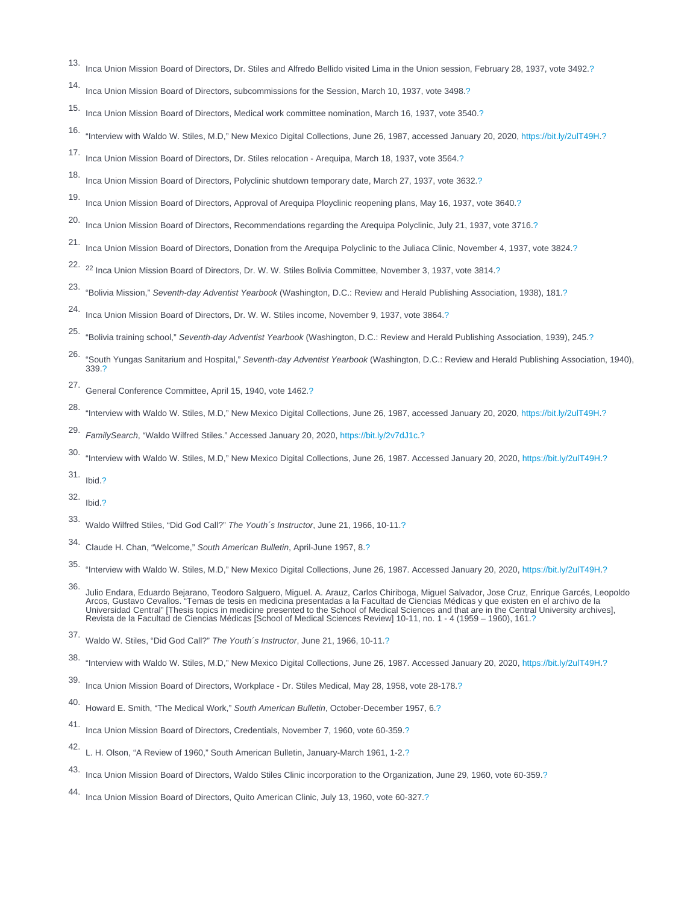13. Inca Union Mission Board of Directors, Dr. Stiles and Alfredo Bellido visited Lima in the Union session, February 28, 1937, vote 3492.?

14. Inca Union Mission Board of Directors, subcommissions for the Session, March 10, 1937, vote 3498.?

15. Inca Union Mission Board of Directors, Medical work committee nomination, March 16, 1937, vote 3540.?

16. "Interview with Waldo W. Stiles, M.D," New Mexico Digital Collections, June 26, 1987, accessed January 20, 2020, https://bit.ly/2ulT49H.?

17. Inca Union Mission Board of Directors, Dr. Stiles relocation - Arequipa, March 18, 1937, vote 3564.?

18. Inca Union Mission Board of Directors, Polyclinic shutdown temporary date, March 27, 1937, vote 3632.?

19. Inca Union Mission Board of Directors, Approval of Arequipa Ployclinic reopening plans, May 16, 1937, vote 3640.?

20. Inca Union Mission Board of Directors, Recommendations regarding the Arequipa Polyclinic, July 21, 1937, vote 3716.?

21. Inca Union Mission Board of Directors, Donation from the Arequipa Polyclinic to the Juliaca Clinic, November 4, 1937, vote 3824.?

22. [22] Inca Union Mission Board of Directors, Dr. W. W. Stiles Bolivia Committee, November 3, 1937, vote 3814.?

23. "Bolivia Mission," *Seventh-day Adventist Yearbook* (Washington, D.C.: Review and Herald Publishing Association, 1938), 181.?

24. Inca Union Mission Board of Directors, Dr. W. W. Stiles income, November 9, 1937, vote 3864.?

25. "Bolivia training school," *Seventh-day Adventist Yearbook* (Washington, D.C.: Review and Herald Publishing Association, 1939), 245.?

26. "South Yungas Sanitarium and Hospital," *Seventh-day Adventist Yearbook* (Washington, D.C.: Review and Herald Publishing Association, 1940), 339.?

27. General Conference Committee, April 15, 1940, vote 1462.?

28. "Interview with Waldo W. Stiles, M.D," New Mexico Digital Collections, June 26, 1987, accessed January 20, 2020, https://bit.ly/2ulT49H.?

29. *FamilySearch*, "Waldo Wilfred Stiles." Accessed January 20, 2020, https://bit.ly/2v7dJ1c.?

30. "Interview with Waldo W. Stiles, M.D," New Mexico Digital Collections, June 26, 1987. Accessed January 20, 2020, https://bit.ly/2ulT49H.?

31. Ibid.?

32. Ibid.?

33. Waldo Wilfred Stiles, "Did God Call?" *The Youth´s Instructor*, June 21, 1966, 10-11.?

34. Claude H. Chan, "Welcome," *South American Bulletin*, April-June 1957, 8.?

35. "Interview with Waldo W. Stiles, M.D," New Mexico Digital Collections, June 26, 1987. Accessed January 20, 2020, https://bit.ly/2ulT49H.?

36. Julio Endara, Eduardo Bejarano, Teodoro Salguero, Miguel. A. Arauz, Carlos Chiriboga, Miguel Salvador, Jose Cruz, Enrique Garcés, Leopoldo Arcos, Gustavo Cevallos. "Temas de tesis en medicina presentadas a la Facultad de Ciencias Médicas y que existen en el archivo de la Universidad Central" [Thesis topics in medicine presented to the School of Medical Sciences and that are in the Central University archives], Revista de la Facultad de Ciencias Médicas [School of Medical Sciences Review] 10-11, no. 1 - 4 (1959 – 1960), 161.?

37. Waldo W. Stiles, "Did God Call?" *The Youth´s Instructor*, June 21, 1966, 10-11.?

38. "Interview with Waldo W. Stiles, M.D," New Mexico Digital Collections, June 26, 1987. Accessed January 20, 2020, https://bit.ly/2ulT49H.?

39. Inca Union Mission Board of Directors, Workplace - Dr. Stiles Medical, May 28, 1958, vote 28-178.?

40. Howard E. Smith, "The Medical Work," *South American Bulletin*, October-December 1957, 6.?

41. Inca Union Mission Board of Directors, Credentials, November 7, 1960, vote 60-359.?

42. L. H. Olson, "A Review of 1960," South American Bulletin, January-March 1961, 1-2.?

43. Inca Union Mission Board of Directors, Waldo Stiles Clinic incorporation to the Organization, June 29, 1960, vote 60-359.?

44. Inca Union Mission Board of Directors, Quito American Clinic, July 13, 1960, vote 60-327.?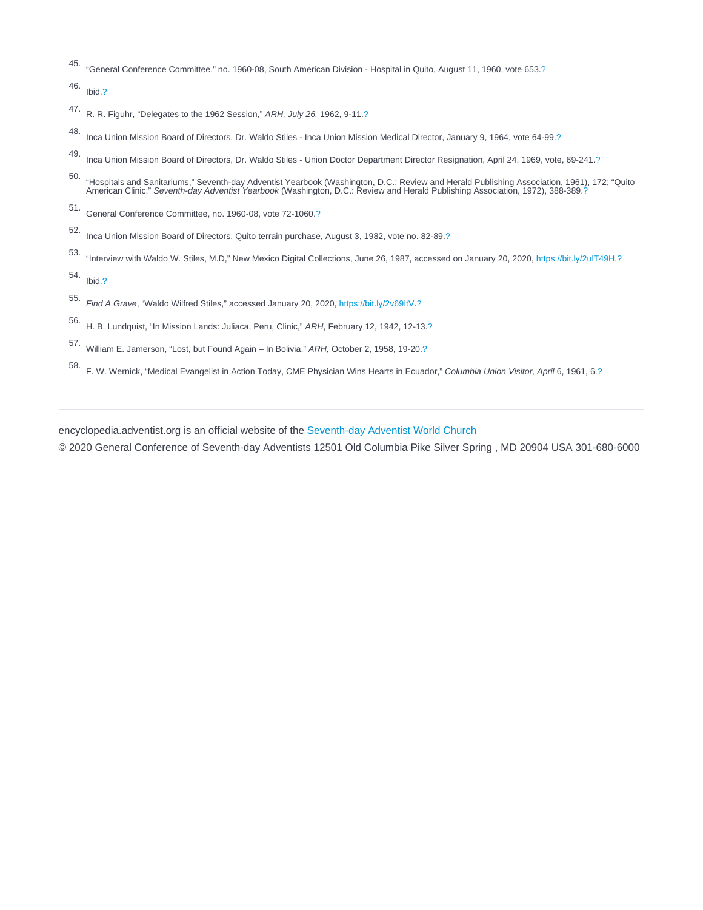45. "General Conference Committee," no. 1960-08, South American Division - Hospital in Quito, August 11, 1960, vote 653.?

46. Ibid.?

47. R. R. Figuhr, "Delegates to the 1962 Session," *ARH, July 26,* 1962, 9-11.?

48. Inca Union Mission Board of Directors, Dr. Waldo Stiles - Inca Union Mission Medical Director, January 9, 1964, vote 64-99.?

49. Inca Union Mission Board of Directors, Dr. Waldo Stiles - Union Doctor Department Director Resignation, April 24, 1969, vote, 69-241.?

50. "Hospitals and Sanitariums," Seventh-day Adventist Yearbook (Washington, D.C.: Review and Herald Publishing Association, 1961), 172; "Quito American Clinic," *Seventh-day Adventist Yearbook* (Washington, D.C.: Review and Herald Publishing Association, 1972), 388-389.?

51. General Conference Committee, no. 1960-08, vote 72-1060.?

52. Inca Union Mission Board of Directors, Quito terrain purchase, August 3, 1982, vote no. 82-89.?

53. "Interview with Waldo W. Stiles, M.D," New Mexico Digital Collections, June 26, 1987, accessed on January 20, 2020, https://bit.ly/2uIT49H.?

54. Ibid.?

55. *Find A Grave*, "Waldo Wilfred Stiles," accessed January 20, 2020, https://bit.ly/2v69ItV.?

56. H. B. Lundquist, "In Mission Lands: Juliaca, Peru, Clinic," *ARH*, February 12, 1942, 12-13.?

57. William E. Jamerson, "Lost, but Found Again – In Bolivia," *ARH,* October 2, 1958, 19-20.?

58. F. W. Wernick, "Medical Evangelist in Action Today, CME Physician Wins Hearts in Ecuador," *Columbia Union Visitor, April* 6, 1961, 6.?

---

encyclopedia.adventist.org is an official website of the Seventh-day Adventist World Church

© 2020 General Conference of Seventh-day Adventists 12501 Old Columbia Pike Silver Spring , MD 20904 USA 301-680-6000